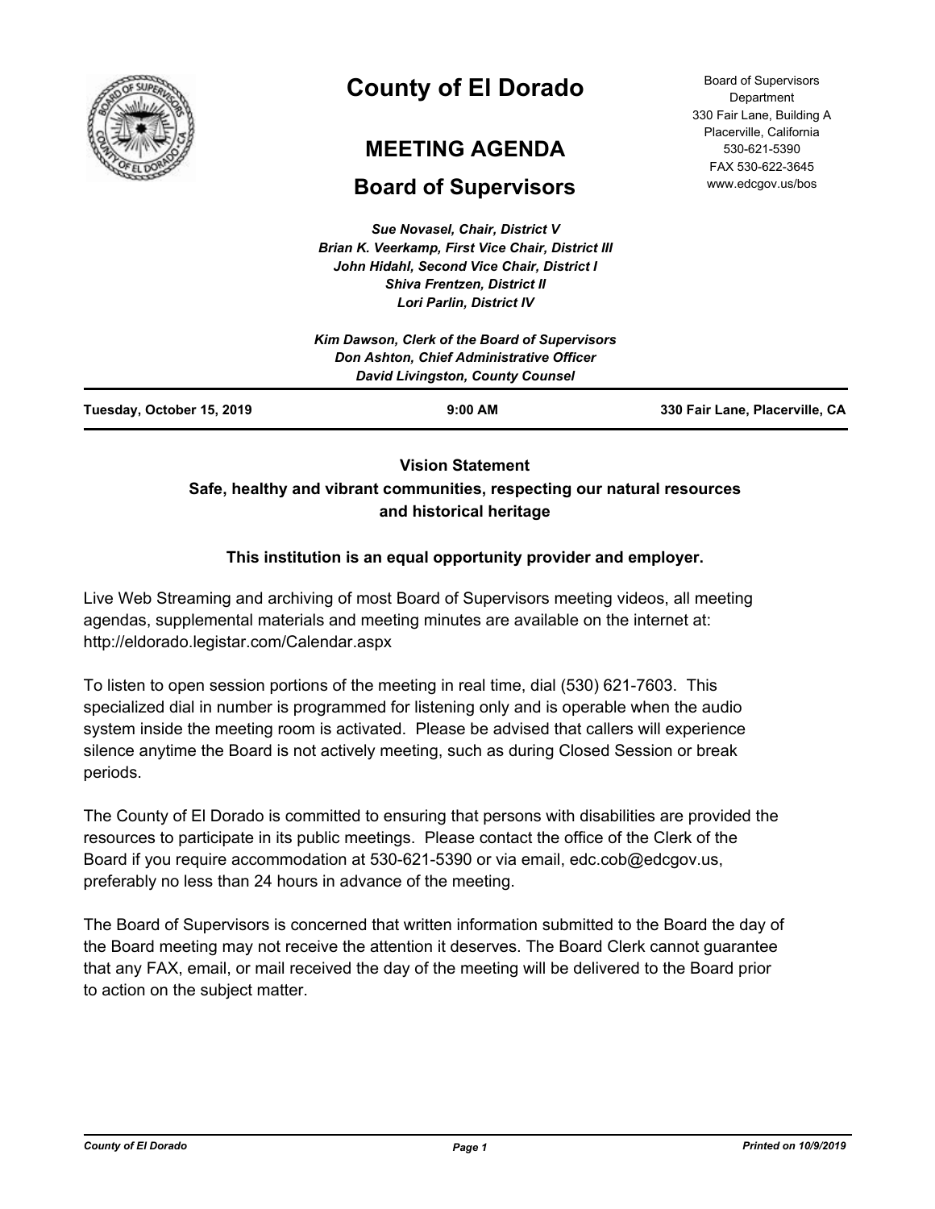# County of El Dorado

## MEETING AGENDA

## Board of Supervisors

Board of Supervisors Department
330 Fair Lane, Building A
Placerville, California
530-621-5390
FAX 530-622-3645
www.edcgov.us/bos

*Sue Novasel, Chair, District V*
*Brian K. Veerkamp, First Vice Chair, District III*
*John Hidahl, Second Vice Chair, District I*
*Shiva Frentzen, District II*
*Lori Parlin, District IV*

*Kim Dawson, Clerk of the Board of Supervisors*
*Don Ashton, Chief Administrative Officer*
*David Livingston, County Counsel*

**Tuesday, October 15, 2019** **9:00 AM** **330 Fair Lane, Placerville, CA**

**Vision Statement**

**Safe, healthy and vibrant communities, respecting our natural resources and historical heritage**

**This institution is an equal opportunity provider and employer.**

Live Web Streaming and archiving of most Board of Supervisors meeting videos, all meeting agendas, supplemental materials and meeting minutes are available on the internet at: http://eldorado.legistar.com/Calendar.aspx

To listen to open session portions of the meeting in real time, dial (530) 621-7603. This specialized dial in number is programmed for listening only and is operable when the audio system inside the meeting room is activated. Please be advised that callers will experience silence anytime the Board is not actively meeting, such as during Closed Session or break periods.

The County of El Dorado is committed to ensuring that persons with disabilities are provided the resources to participate in its public meetings. Please contact the office of the Clerk of the Board if you require accommodation at 530-621-5390 or via email, edc.cob@edcgov.us, preferably no less than 24 hours in advance of the meeting.

The Board of Supervisors is concerned that written information submitted to the Board the day of the Board meeting may not receive the attention it deserves. The Board Clerk cannot guarantee that any FAX, email, or mail received the day of the meeting will be delivered to the Board prior to action on the subject matter.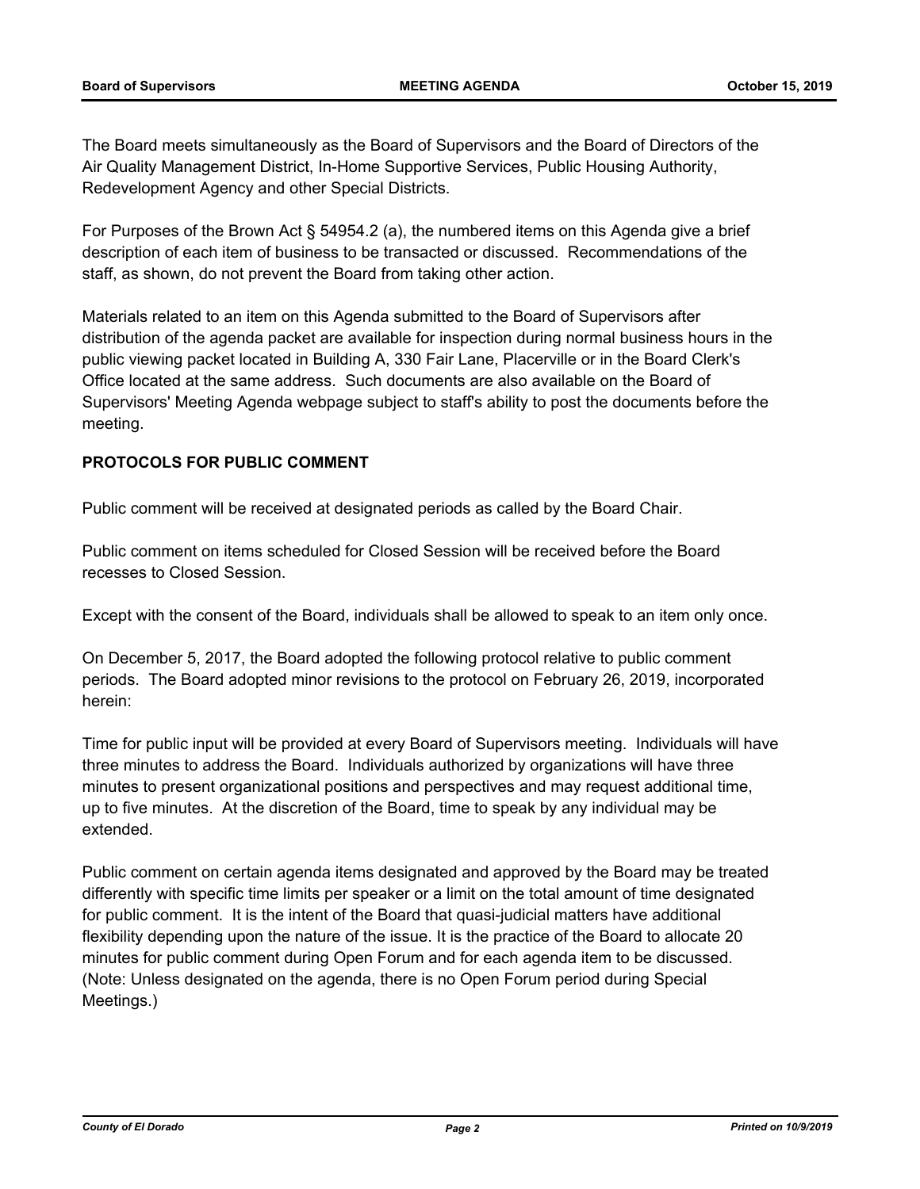The Board meets simultaneously as the Board of Supervisors and the Board of Directors of the Air Quality Management District, In-Home Supportive Services, Public Housing Authority, Redevelopment Agency and other Special Districts.

For Purposes of the Brown Act § 54954.2 (a), the numbered items on this Agenda give a brief description of each item of business to be transacted or discussed. Recommendations of the staff, as shown, do not prevent the Board from taking other action.

Materials related to an item on this Agenda submitted to the Board of Supervisors after distribution of the agenda packet are available for inspection during normal business hours in the public viewing packet located in Building A, 330 Fair Lane, Placerville or in the Board Clerk's Office located at the same address. Such documents are also available on the Board of Supervisors' Meeting Agenda webpage subject to staff's ability to post the documents before the meeting.

**PROTOCOLS FOR PUBLIC COMMENT**

Public comment will be received at designated periods as called by the Board Chair.

Public comment on items scheduled for Closed Session will be received before the Board recesses to Closed Session.

Except with the consent of the Board, individuals shall be allowed to speak to an item only once.

On December 5, 2017, the Board adopted the following protocol relative to public comment periods. The Board adopted minor revisions to the protocol on February 26, 2019, incorporated herein:

Time for public input will be provided at every Board of Supervisors meeting. Individuals will have three minutes to address the Board. Individuals authorized by organizations will have three minutes to present organizational positions and perspectives and may request additional time, up to five minutes. At the discretion of the Board, time to speak by any individual may be extended.

Public comment on certain agenda items designated and approved by the Board may be treated differently with specific time limits per speaker or a limit on the total amount of time designated for public comment. It is the intent of the Board that quasi-judicial matters have additional flexibility depending upon the nature of the issue. It is the practice of the Board to allocate 20 minutes for public comment during Open Forum and for each agenda item to be discussed. (Note: Unless designated on the agenda, there is no Open Forum period during Special Meetings.)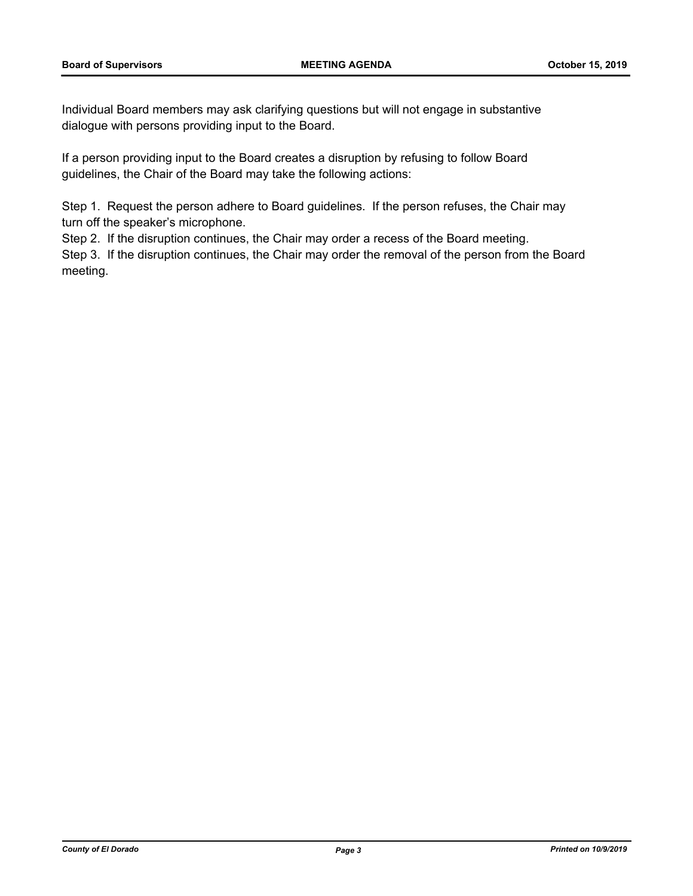Individual Board members may ask clarifying questions but will not engage in substantive dialogue with persons providing input to the Board.

If a person providing input to the Board creates a disruption by refusing to follow Board guidelines, the Chair of the Board may take the following actions:

Step 1. Request the person adhere to Board guidelines. If the person refuses, the Chair may turn off the speaker's microphone.
Step 2. If the disruption continues, the Chair may order a recess of the Board meeting.
Step 3. If the disruption continues, the Chair may order the removal of the person from the Board meeting.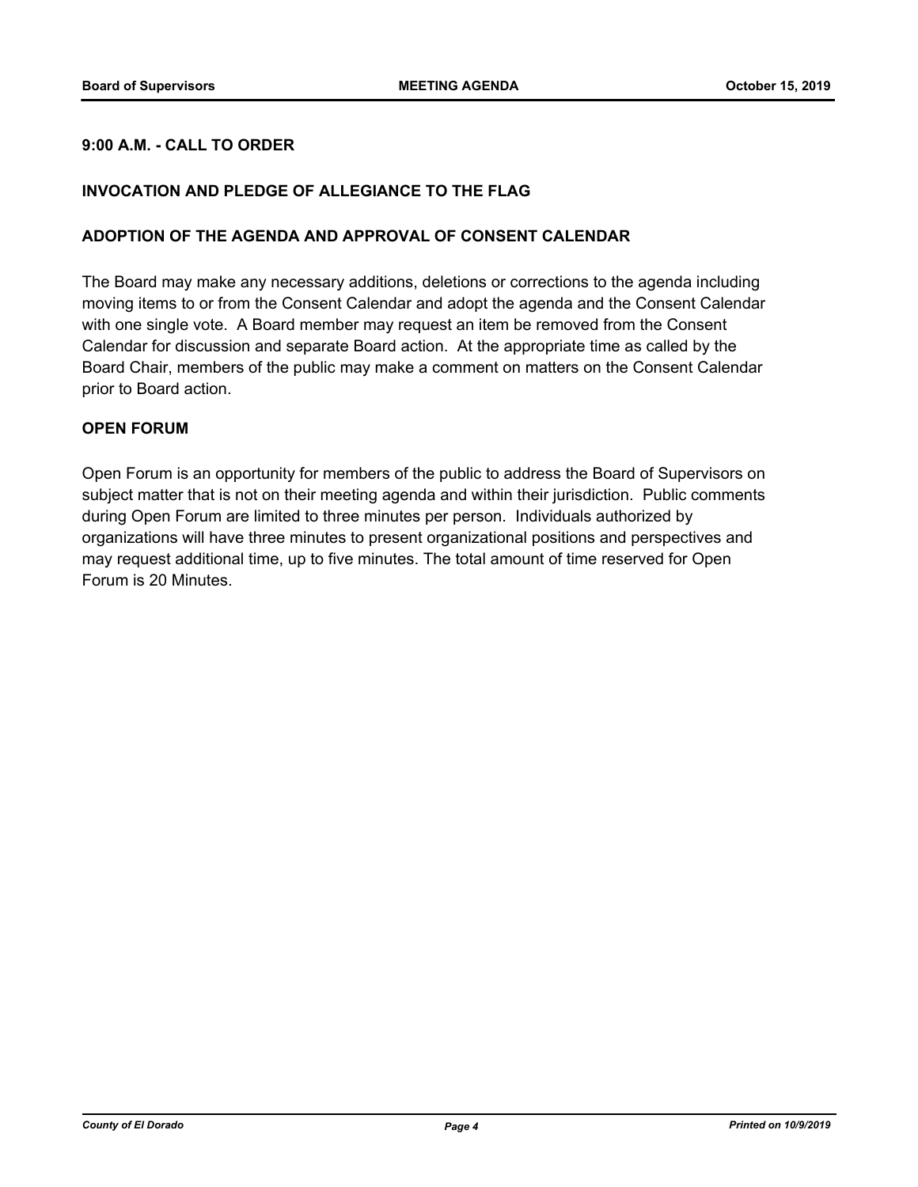**9:00 A.M. - CALL TO ORDER**

**INVOCATION AND PLEDGE OF ALLEGIANCE TO THE FLAG**

**ADOPTION OF THE AGENDA AND APPROVAL OF CONSENT CALENDAR**

The Board may make any necessary additions, deletions or corrections to the agenda including moving items to or from the Consent Calendar and adopt the agenda and the Consent Calendar with one single vote. A Board member may request an item be removed from the Consent Calendar for discussion and separate Board action. At the appropriate time as called by the Board Chair, members of the public may make a comment on matters on the Consent Calendar prior to Board action.

**OPEN FORUM**

Open Forum is an opportunity for members of the public to address the Board of Supervisors on subject matter that is not on their meeting agenda and within their jurisdiction. Public comments during Open Forum are limited to three minutes per person. Individuals authorized by organizations will have three minutes to present organizational positions and perspectives and may request additional time, up to five minutes. The total amount of time reserved for Open Forum is 20 Minutes.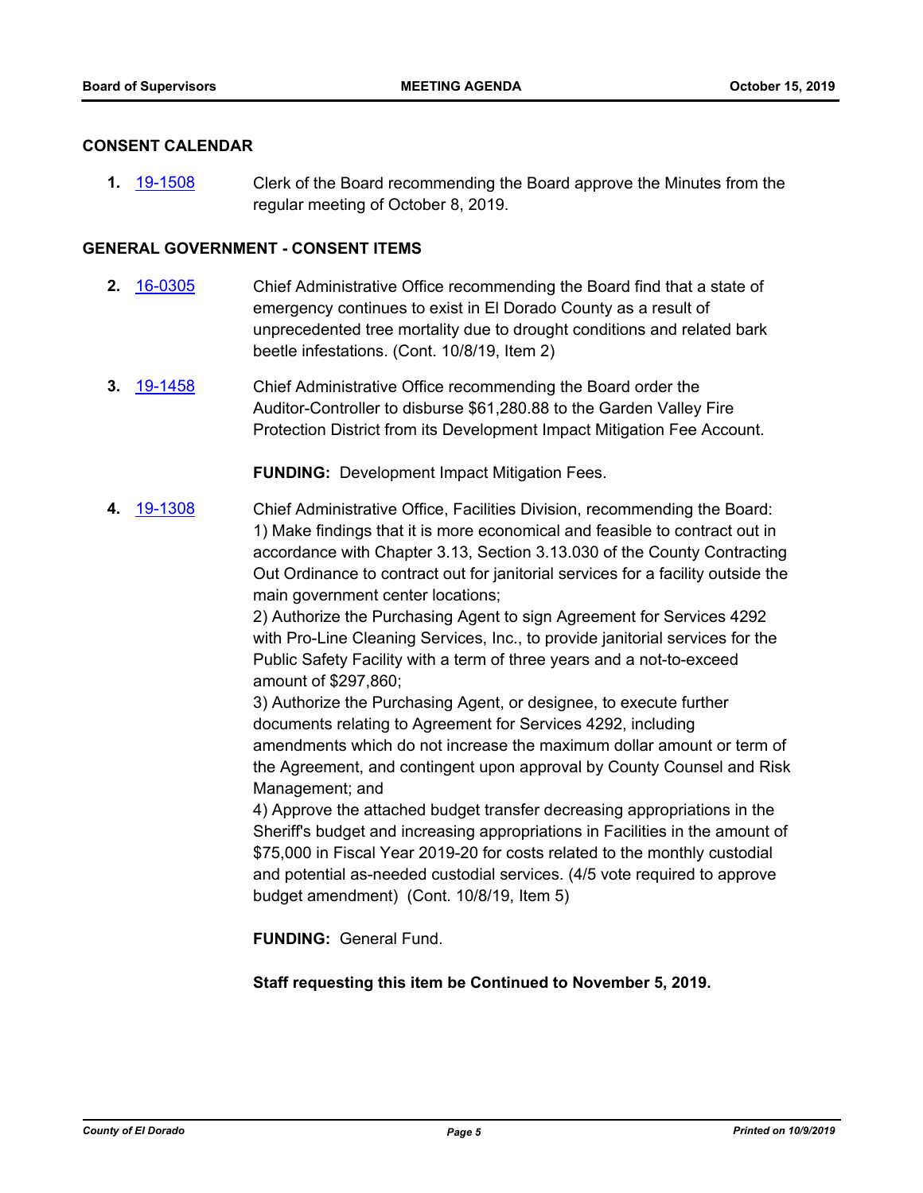## CONSENT CALENDAR

**1.** 19-1508 Clerk of the Board recommending the Board approve the Minutes from the regular meeting of October 8, 2019.

## GENERAL GOVERNMENT - CONSENT ITEMS

**2.** 16-0305 Chief Administrative Office recommending the Board find that a state of emergency continues to exist in El Dorado County as a result of unprecedented tree mortality due to drought conditions and related bark beetle infestations. (Cont. 10/8/19, Item 2)

**3.** 19-1458 Chief Administrative Office recommending the Board order the Auditor-Controller to disburse $61,280.88 to the Garden Valley Fire Protection District from its Development Impact Mitigation Fee Account.

**FUNDING:** Development Impact Mitigation Fees.

**4.** 19-1308 Chief Administrative Office, Facilities Division, recommending the Board:
1) Make findings that it is more economical and feasible to contract out in accordance with Chapter 3.13, Section 3.13.030 of the County Contracting Out Ordinance to contract out for janitorial services for a facility outside the main government center locations;
2) Authorize the Purchasing Agent to sign Agreement for Services 4292 with Pro-Line Cleaning Services, Inc., to provide janitorial services for the Public Safety Facility with a term of three years and a not-to-exceed amount of $297,860;
3) Authorize the Purchasing Agent, or designee, to execute further documents relating to Agreement for Services 4292, including amendments which do not increase the maximum dollar amount or term of the Agreement, and contingent upon approval by County Counsel and Risk Management; and
4) Approve the attached budget transfer decreasing appropriations in the Sheriff's budget and increasing appropriations in Facilities in the amount of $75,000 in Fiscal Year 2019-20 for costs related to the monthly custodial and potential as-needed custodial services. (4/5 vote required to approve budget amendment) (Cont. 10/8/19, Item 5)

**FUNDING:** General Fund.

**Staff requesting this item be Continued to November 5, 2019.**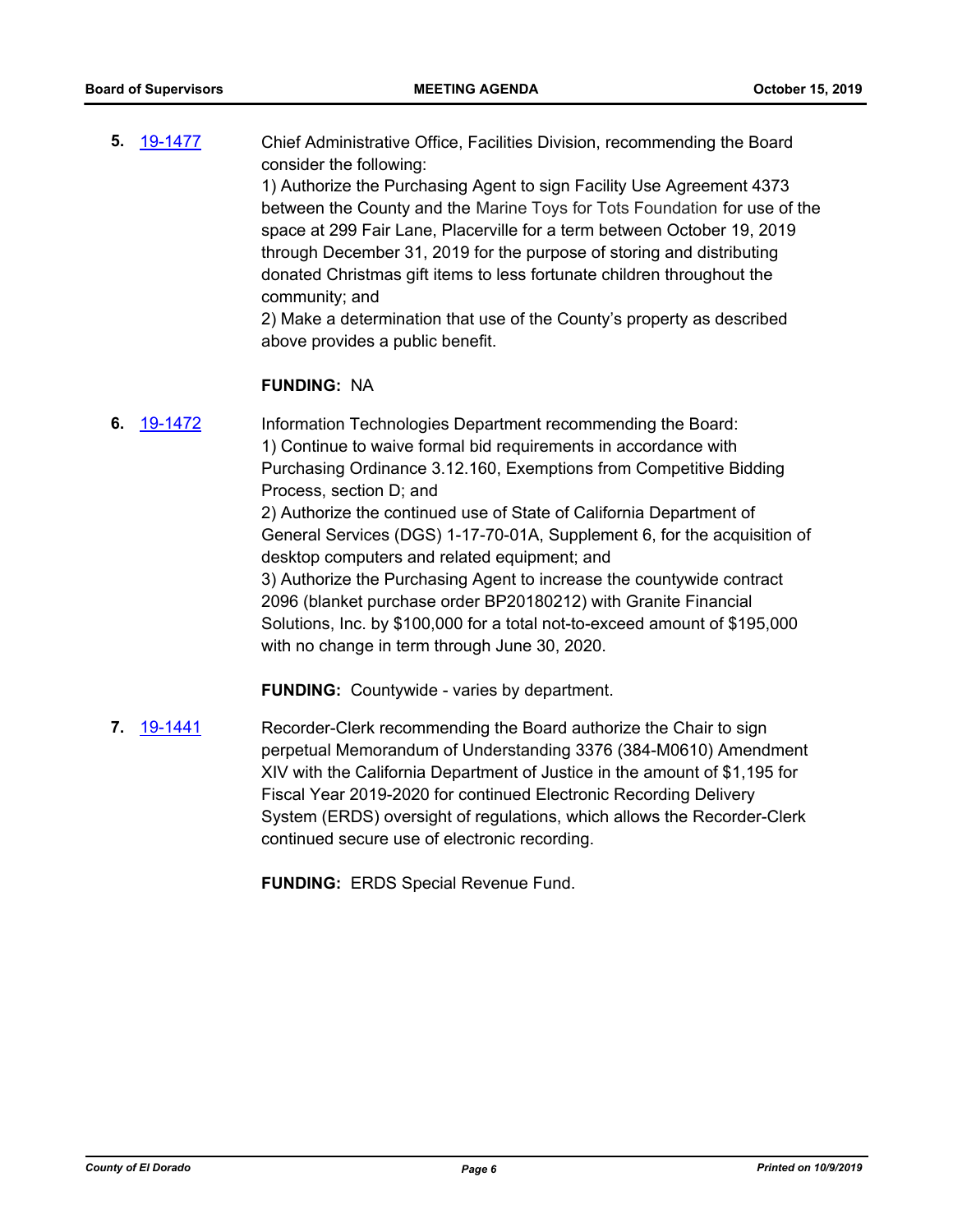5. 19-1477 Chief Administrative Office, Facilities Division, recommending the Board consider the following:
1) Authorize the Purchasing Agent to sign Facility Use Agreement 4373 between the County and the Marine Toys for Tots Foundation for use of the space at 299 Fair Lane, Placerville for a term between October 19, 2019 through December 31, 2019 for the purpose of storing and distributing donated Christmas gift items to less fortunate children throughout the community; and
2) Make a determination that use of the County's property as described above provides a public benefit.

**FUNDING:** NA

6. 19-1472 Information Technologies Department recommending the Board:
1) Continue to waive formal bid requirements in accordance with Purchasing Ordinance 3.12.160, Exemptions from Competitive Bidding Process, section D; and
2) Authorize the continued use of State of California Department of General Services (DGS) 1-17-70-01A, Supplement 6, for the acquisition of desktop computers and related equipment; and
3) Authorize the Purchasing Agent to increase the countywide contract 2096 (blanket purchase order BP20180212) with Granite Financial Solutions, Inc. by $100,000 for a total not-to-exceed amount of $195,000 with no change in term through June 30, 2020.

**FUNDING:** Countywide - varies by department.

7. 19-1441 Recorder-Clerk recommending the Board authorize the Chair to sign perpetual Memorandum of Understanding 3376 (384-M0610) Amendment XIV with the California Department of Justice in the amount of $1,195 for Fiscal Year 2019-2020 for continued Electronic Recording Delivery System (ERDS) oversight of regulations, which allows the Recorder-Clerk continued secure use of electronic recording.

**FUNDING:** ERDS Special Revenue Fund.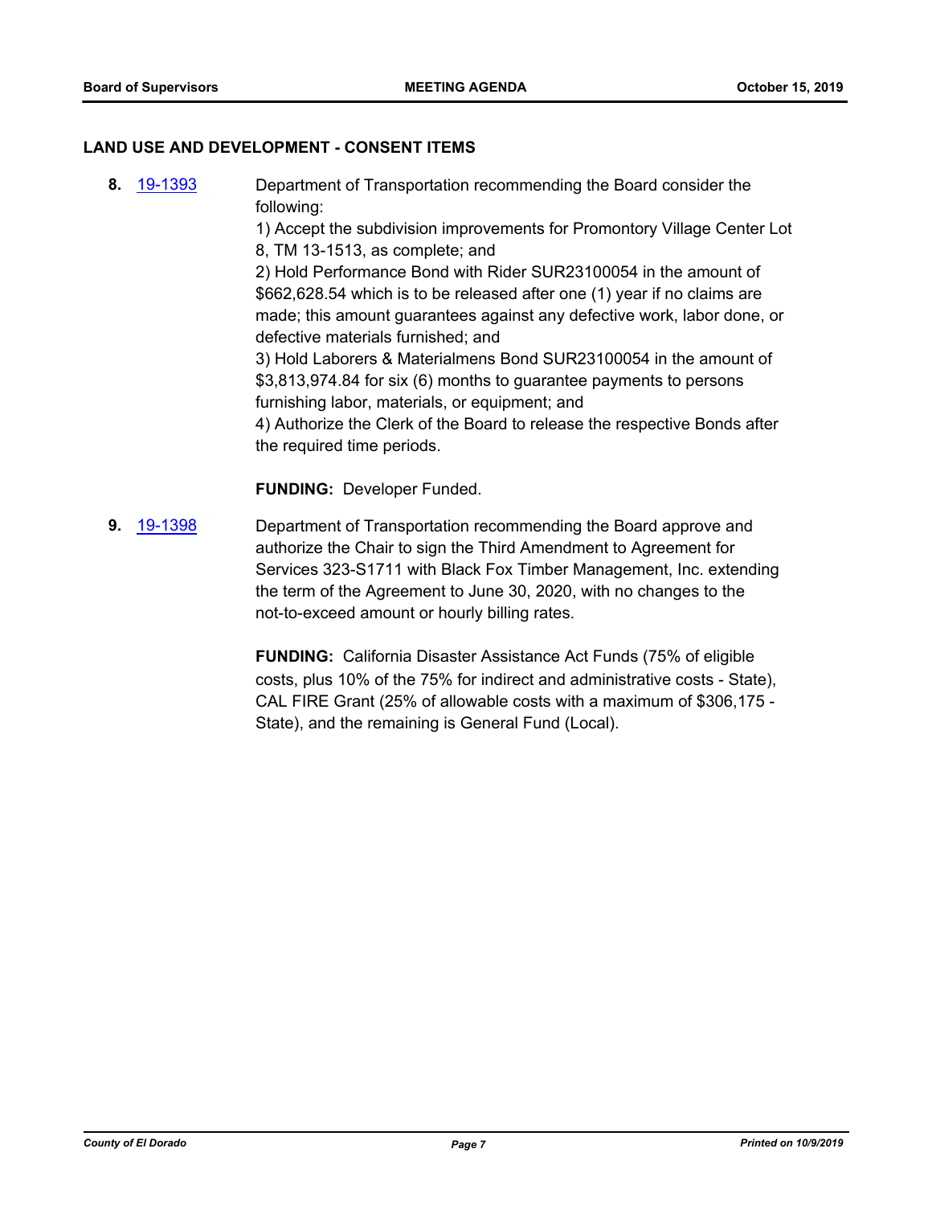## LAND USE AND DEVELOPMENT - CONSENT ITEMS

**8.** 19-1393 Department of Transportation recommending the Board consider the following:

1) Accept the subdivision improvements for Promontory Village Center Lot 8, TM 13-1513, as complete; and
2) Hold Performance Bond with Rider SUR23100054 in the amount of $662,628.54 which is to be released after one (1) year if no claims are made; this amount guarantees against any defective work, labor done, or defective materials furnished; and
3) Hold Laborers & Materialmens Bond SUR23100054 in the amount of $3,813,974.84 for six (6) months to guarantee payments to persons furnishing labor, materials, or equipment; and
4) Authorize the Clerk of the Board to release the respective Bonds after the required time periods.

**FUNDING:** Developer Funded.

**9.** 19-1398 Department of Transportation recommending the Board approve and authorize the Chair to sign the Third Amendment to Agreement for Services 323-S1711 with Black Fox Timber Management, Inc. extending the term of the Agreement to June 30, 2020, with no changes to the not-to-exceed amount or hourly billing rates.

**FUNDING:** California Disaster Assistance Act Funds (75% of eligible costs, plus 10% of the 75% for indirect and administrative costs - State), CAL FIRE Grant (25% of allowable costs with a maximum of $306,175 - State), and the remaining is General Fund (Local).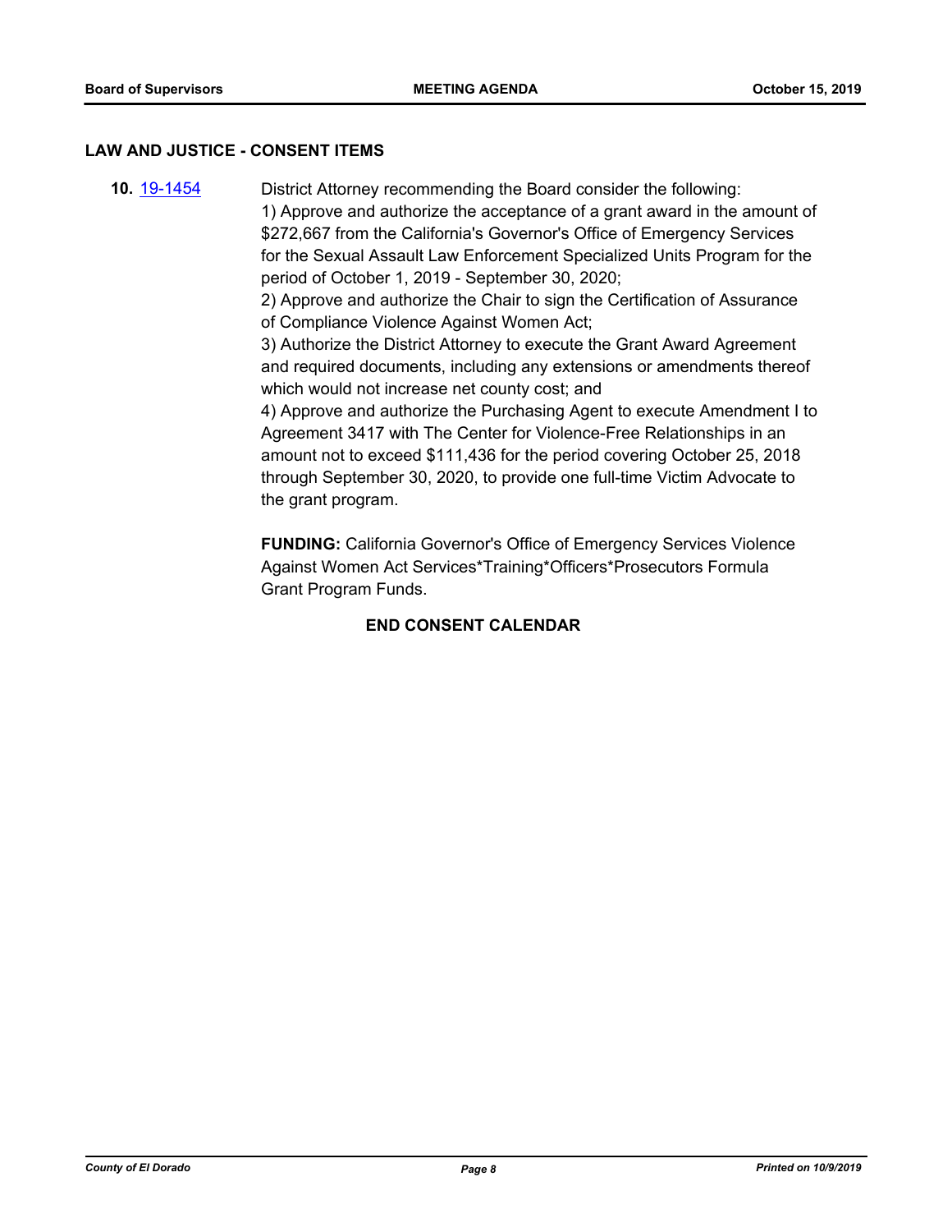## LAW AND JUSTICE - CONSENT ITEMS

**10.** 19-1454

District Attorney recommending the Board consider the following:

1) Approve and authorize the acceptance of a grant award in the amount of $272,667 from the California's Governor's Office of Emergency Services for the Sexual Assault Law Enforcement Specialized Units Program for the period of October 1, 2019 - September 30, 2020;

2) Approve and authorize the Chair to sign the Certification of Assurance of Compliance Violence Against Women Act;

3) Authorize the District Attorney to execute the Grant Award Agreement and required documents, including any extensions or amendments thereof which would not increase net county cost; and

4) Approve and authorize the Purchasing Agent to execute Amendment I to Agreement 3417 with The Center for Violence-Free Relationships in an amount not to exceed $111,436 for the period covering October 25, 2018 through September 30, 2020, to provide one full-time Victim Advocate to the grant program.

**FUNDING:** California Governor's Office of Emergency Services Violence Against Women Act Services*Training*Officers*Prosecutors Formula Grant Program Funds.

**END CONSENT CALENDAR**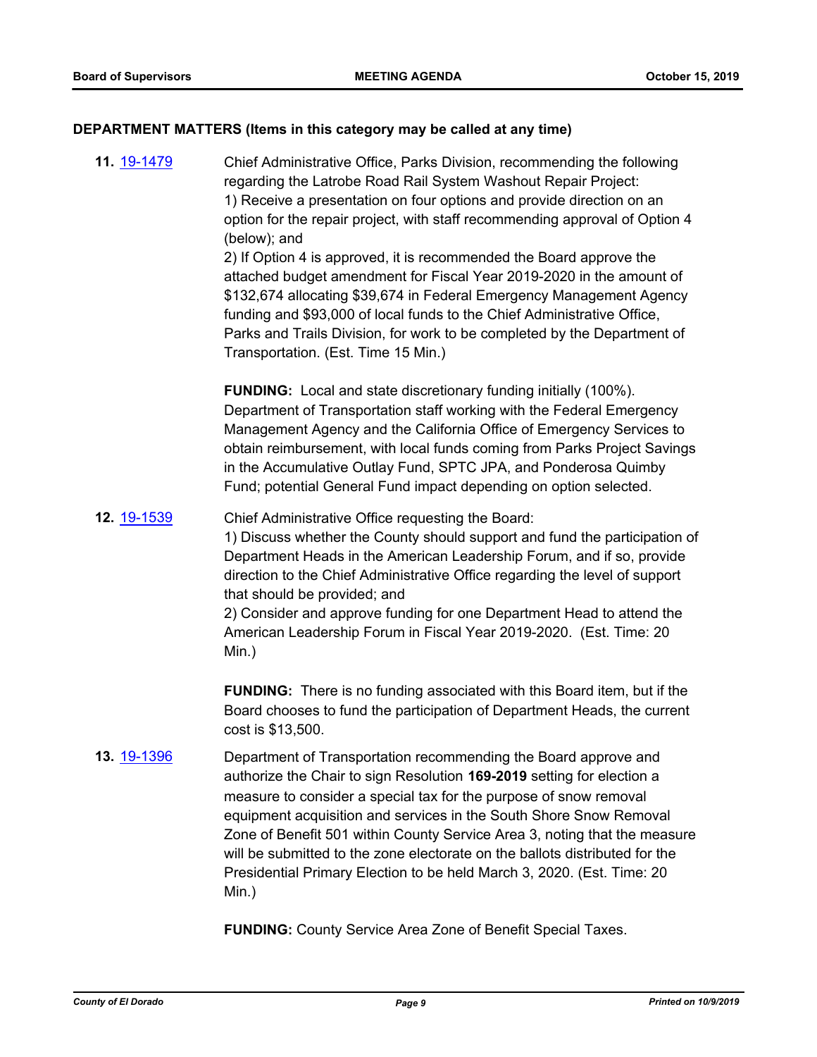## DEPARTMENT MATTERS (Items in this category may be called at any time)

**11.** 19-1479

Chief Administrative Office, Parks Division, recommending the following regarding the Latrobe Road Rail System Washout Repair Project:
1) Receive a presentation on four options and provide direction on an option for the repair project, with staff recommending approval of Option 4 (below); and
2) If Option 4 is approved, it is recommended the Board approve the attached budget amendment for Fiscal Year 2019-2020 in the amount of $132,674 allocating $39,674 in Federal Emergency Management Agency funding and $93,000 of local funds to the Chief Administrative Office, Parks and Trails Division, for work to be completed by the Department of Transportation. (Est. Time 15 Min.)

**FUNDING:** Local and state discretionary funding initially (100%). Department of Transportation staff working with the Federal Emergency Management Agency and the California Office of Emergency Services to obtain reimbursement, with local funds coming from Parks Project Savings in the Accumulative Outlay Fund, SPTC JPA, and Ponderosa Quimby Fund; potential General Fund impact depending on option selected.

**12.** 19-1539

Chief Administrative Office requesting the Board:
1) Discuss whether the County should support and fund the participation of Department Heads in the American Leadership Forum, and if so, provide direction to the Chief Administrative Office regarding the level of support that should be provided; and
2) Consider and approve funding for one Department Head to attend the American Leadership Forum in Fiscal Year 2019-2020. (Est. Time: 20 Min.)

**FUNDING:** There is no funding associated with this Board item, but if the Board chooses to fund the participation of Department Heads, the current cost is $13,500.

**13.** 19-1396

Department of Transportation recommending the Board approve and authorize the Chair to sign Resolution **169-2019** setting for election a measure to consider a special tax for the purpose of snow removal equipment acquisition and services in the South Shore Snow Removal Zone of Benefit 501 within County Service Area 3, noting that the measure will be submitted to the zone electorate on the ballots distributed for the Presidential Primary Election to be held March 3, 2020. (Est. Time: 20 Min.)

**FUNDING:** County Service Area Zone of Benefit Special Taxes.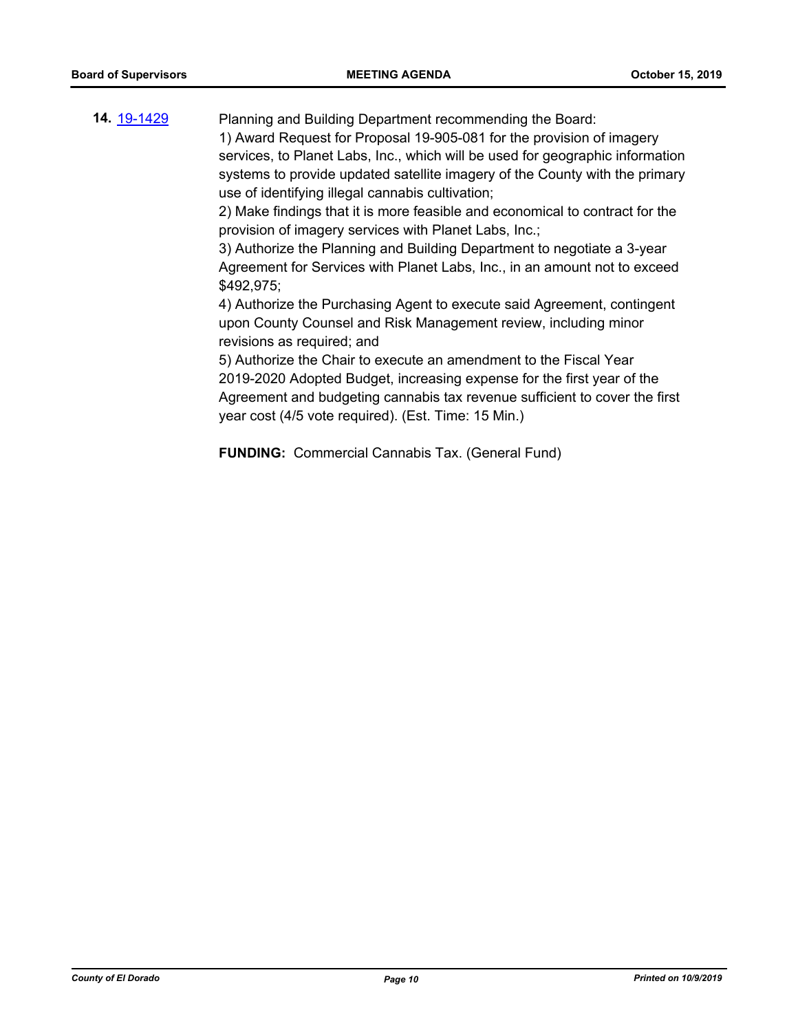**14.** [19-1429](19-1429)

Planning and Building Department recommending the Board:

1) Award Request for Proposal 19-905-081 for the provision of imagery services, to Planet Labs, Inc., which will be used for geographic information systems to provide updated satellite imagery of the County with the primary use of identifying illegal cannabis cultivation;

2) Make findings that it is more feasible and economical to contract for the provision of imagery services with Planet Labs, Inc.;

3) Authorize the Planning and Building Department to negotiate a 3-year Agreement for Services with Planet Labs, Inc., in an amount not to exceed $492,975;

4) Authorize the Purchasing Agent to execute said Agreement, contingent upon County Counsel and Risk Management review, including minor revisions as required; and

5) Authorize the Chair to execute an amendment to the Fiscal Year 2019-2020 Adopted Budget, increasing expense for the first year of the Agreement and budgeting cannabis tax revenue sufficient to cover the first year cost (4/5 vote required). (Est. Time: 15 Min.)

**FUNDING:** Commercial Cannabis Tax. (General Fund)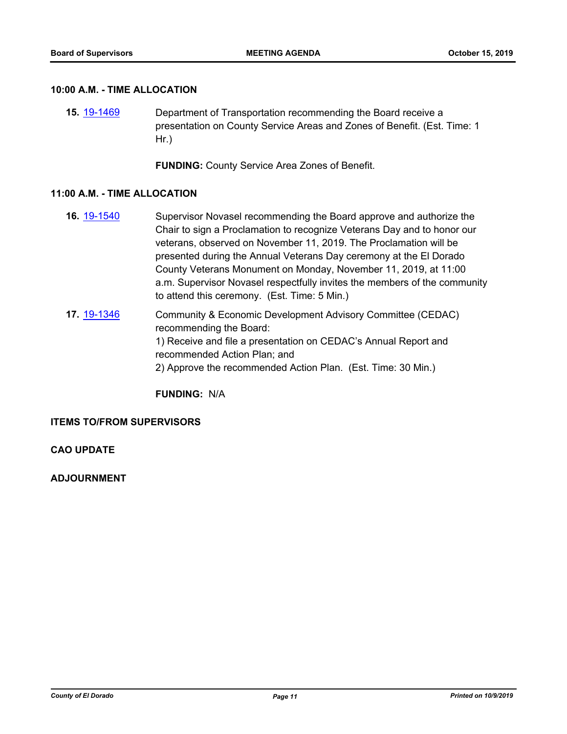## 10:00 A.M. - TIME ALLOCATION

**15.** [19-1469] Department of Transportation recommending the Board receive a presentation on County Service Areas and Zones of Benefit. (Est. Time: 1 Hr.)

**FUNDING:** County Service Area Zones of Benefit.

## 11:00 A.M. - TIME ALLOCATION

**16.** [19-1540] Supervisor Novasel recommending the Board approve and authorize the Chair to sign a Proclamation to recognize Veterans Day and to honor our veterans, observed on November 11, 2019. The Proclamation will be presented during the Annual Veterans Day ceremony at the El Dorado County Veterans Monument on Monday, November 11, 2019, at 11:00 a.m. Supervisor Novasel respectfully invites the members of the community to attend this ceremony. (Est. Time: 5 Min.)

**17.** [19-1346] Community & Economic Development Advisory Committee (CEDAC) recommending the Board:
1) Receive and file a presentation on CEDAC's Annual Report and recommended Action Plan; and
2) Approve the recommended Action Plan. (Est. Time: 30 Min.)

**FUNDING:** N/A

## ITEMS TO/FROM SUPERVISORS

## CAO UPDATE

## ADJOURNMENT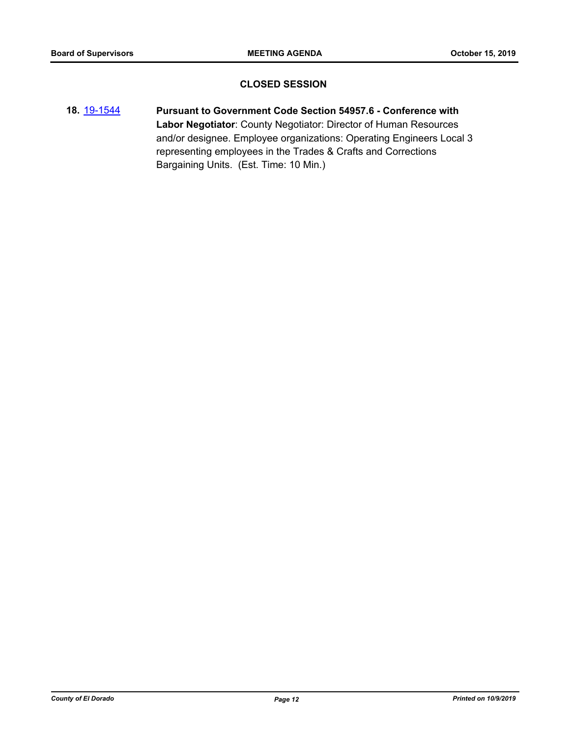## CLOSED SESSION

**18.** 19-1544 **Pursuant to Government Code Section 54957.6 - Conference with Labor Negotiator**: County Negotiator: Director of Human Resources and/or designee. Employee organizations: Operating Engineers Local 3 representing employees in the Trades & Crafts and Corrections Bargaining Units. (Est. Time: 10 Min.)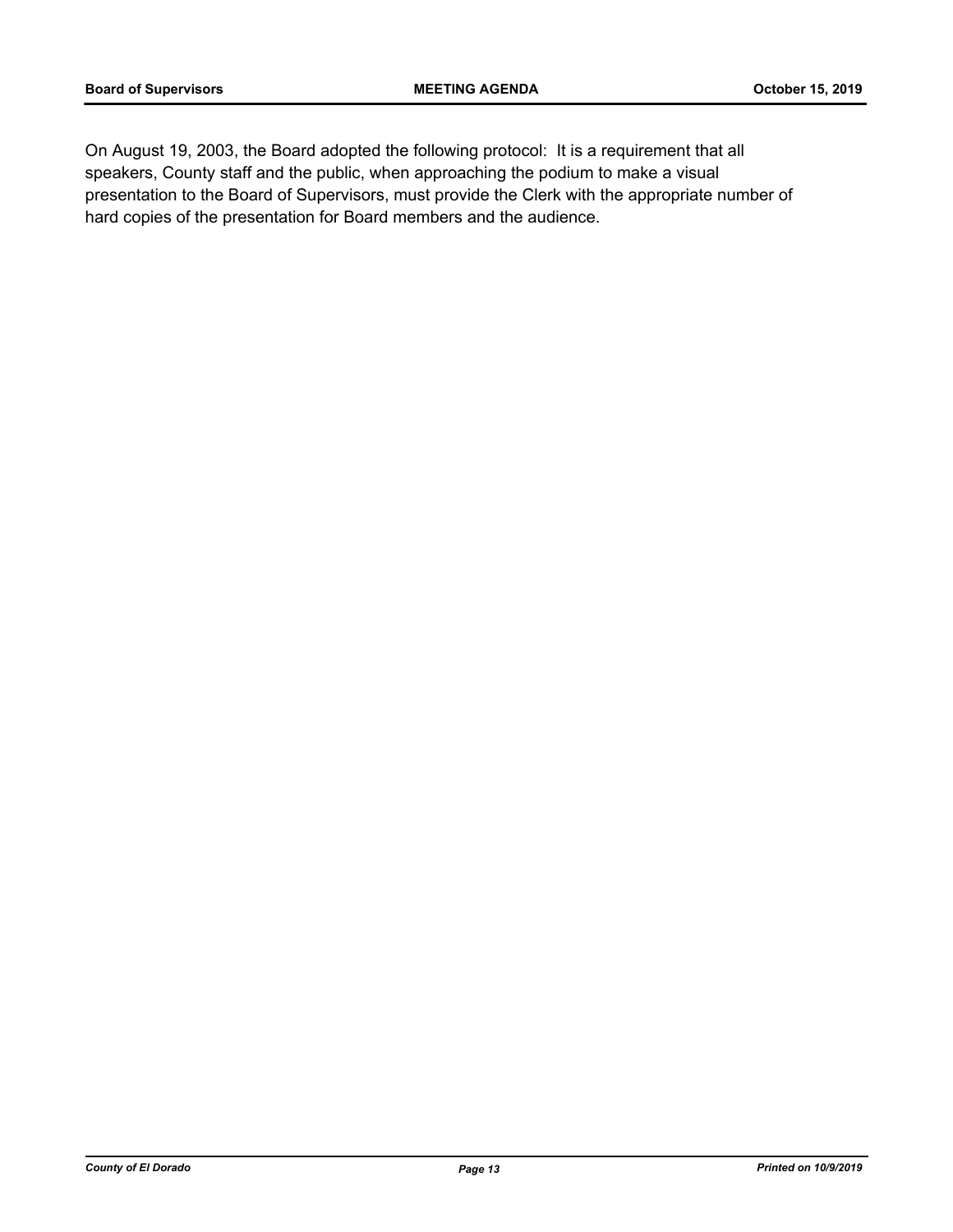On August 19, 2003, the Board adopted the following protocol: It is a requirement that all speakers, County staff and the public, when approaching the podium to make a visual presentation to the Board of Supervisors, must provide the Clerk with the appropriate number of hard copies of the presentation for Board members and the audience.